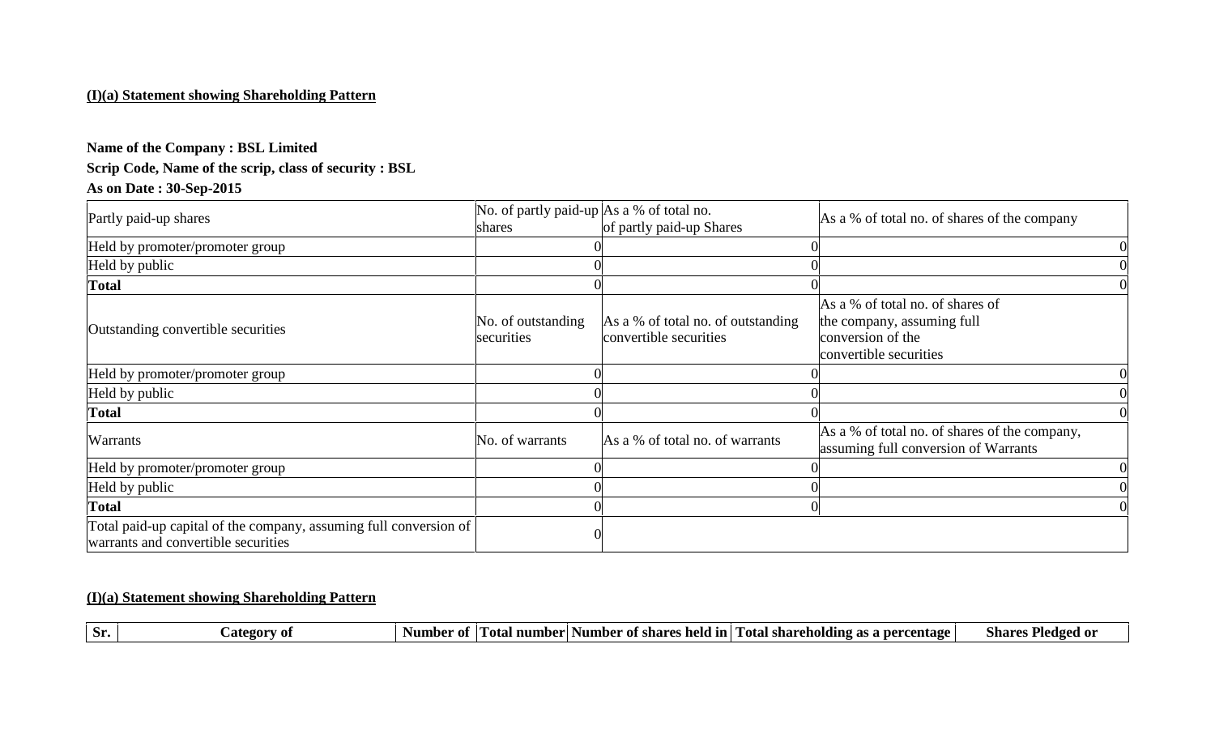**(I)(a) Statement showing Shareholding Pattern**

**Name of the Company : BSL Limited**

**Scrip Code, Name of the scrip, class of security : BSL**

**As on Date : 30-Sep-2015**

| Partly paid-up shares | No. of partly paid-up shares | As a % of total no. of partly paid-up Shares | As a % of total no. of shares of the company |
|---|---|---|---|
| Held by promoter/promoter group | 0 | 0 | 0 |
| Held by public | 0 | 0 | 0 |
| **Total** | 0 | 0 | 0 |
| Outstanding convertible securities | No. of outstanding securities | As a % of total no. of outstanding convertible securities | As a % of total no. of shares of the company, assuming full conversion of the convertible securities |
| Held by promoter/promoter group | 0 | 0 | 0 |
| Held by public | 0 | 0 | 0 |
| **Total** | 0 | 0 | 0 |
| Warrants | No. of warrants | As a % of total no. of warrants | As a % of total no. of shares of the company, assuming full conversion of Warrants |
| Held by promoter/promoter group | 0 | 0 | 0 |
| Held by public | 0 | 0 | 0 |
| **Total** | 0 | 0 | 0 |
| Total paid-up capital of the company, assuming full conversion of warrants and convertible securities | 0 | | |

**(I)(a) Statement showing Shareholding Pattern**

| Sr. | Category of | Number of | Total number | Number of shares held in | Total shareholding as a percentage | Shares Pledged or |
|---|---|---|---|---|---|---|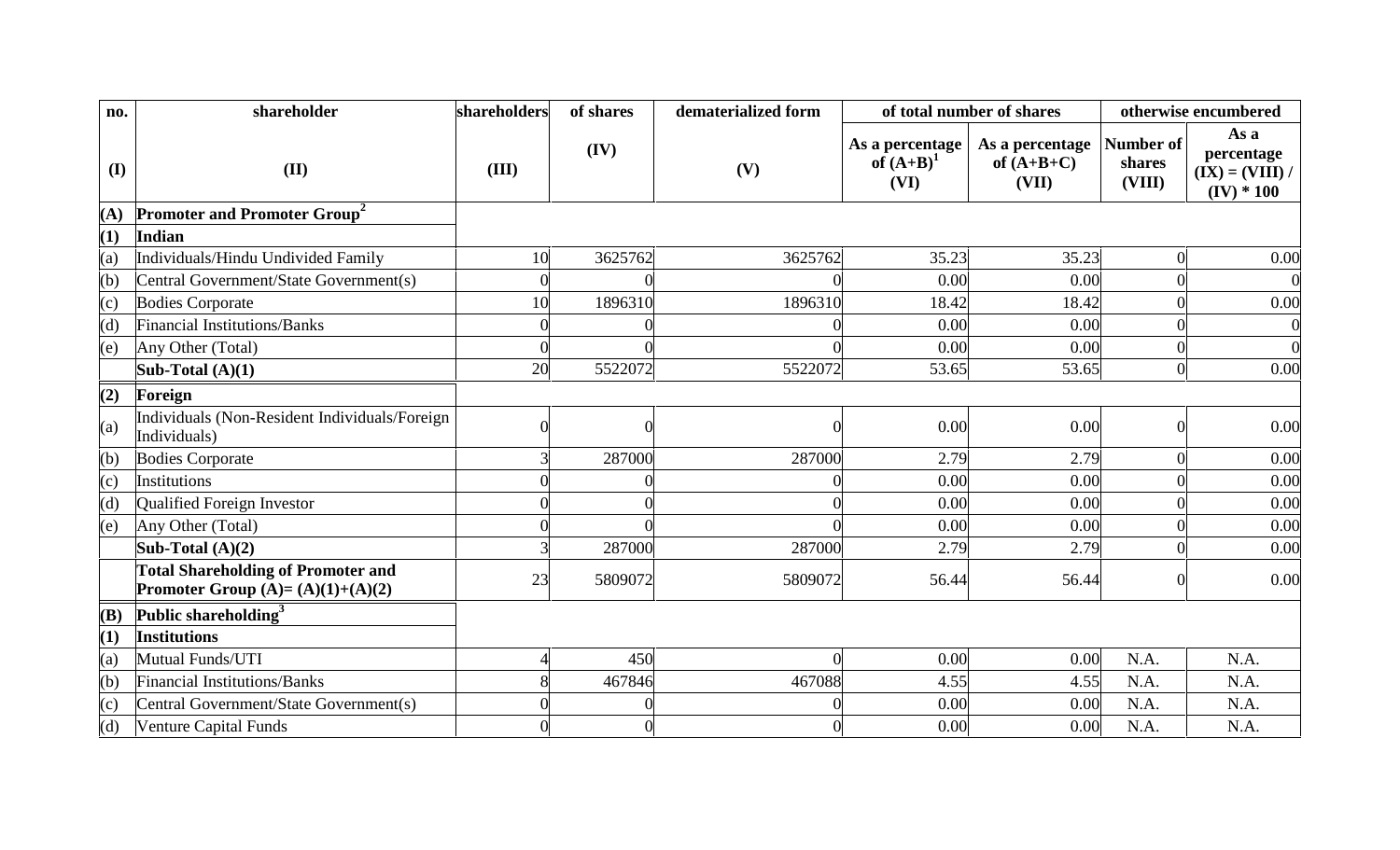| no. | shareholder | shareholders | of shares | dematerialized form | of total number of shares | | otherwise encumbered | |
|---|---|---|---|---|---|---|---|---|
| (I) | (II) | (III) | (IV) | (V) | As a percentage of (A+B)[1] (VI) | As a percentage of (A+B+C) (VII) | Number of shares (VIII) | As a percentage (IX) = (VIII) / (IV) * 100 |
| (A) | **Promoter and Promoter Group[2]** | | | | | | | |
| (1) | **Indian** | | | | | | | |
| (a) | Individuals/Hindu Undivided Family | 10 | 3625762 | 3625762 | 35.23 | 35.23 | 0 | 0.00 |
| (b) | Central Government/State Government(s) | 0 | 0 | 0 | 0.00 | 0.00 | 0 | 0 |
| (c) | Bodies Corporate | 10 | 1896310 | 1896310 | 18.42 | 18.42 | 0 | 0.00 |
| (d) | Financial Institutions/Banks | 0 | 0 | 0 | 0.00 | 0.00 | 0 | 0 |
| (e) | Any Other (Total) | 0 | 0 | 0 | 0.00 | 0.00 | 0 | 0 |
| | **Sub-Total (A)(1)** | 20 | 5522072 | 5522072 | 53.65 | 53.65 | 0 | 0.00 |
| (2) | **Foreign** | | | | | | | |
| (a) | Individuals (Non-Resident Individuals/Foreign Individuals) | 0 | 0 | 0 | 0.00 | 0.00 | 0 | 0.00 |
| (b) | Bodies Corporate | 3 | 287000 | 287000 | 2.79 | 2.79 | 0 | 0.00 |
| (c) | Institutions | 0 | 0 | 0 | 0.00 | 0.00 | 0 | 0.00 |
| (d) | Qualified Foreign Investor | 0 | 0 | 0 | 0.00 | 0.00 | 0 | 0.00 |
| (e) | Any Other (Total) | 0 | 0 | 0 | 0.00 | 0.00 | 0 | 0.00 |
| | **Sub-Total (A)(2)** | 3 | 287000 | 287000 | 2.79 | 2.79 | 0 | 0.00 |
| | **Total Shareholding of Promoter and Promoter Group (A)= (A)(1)+(A)(2)** | 23 | 5809072 | 5809072 | 56.44 | 56.44 | 0 | 0.00 |
| (B) | **Public shareholding[3]** | | | | | | | |
| (1) | **Institutions** | | | | | | | |
| (a) | Mutual Funds/UTI | 4 | 450 | 0 | 0.00 | 0.00 | N.A. | N.A. |
| (b) | Financial Institutions/Banks | 8 | 467846 | 467088 | 4.55 | 4.55 | N.A. | N.A. |
| (c) | Central Government/State Government(s) | 0 | 0 | 0 | 0.00 | 0.00 | N.A. | N.A. |
| (d) | Venture Capital Funds | 0 | 0 | 0 | 0.00 | 0.00 | N.A. | N.A. |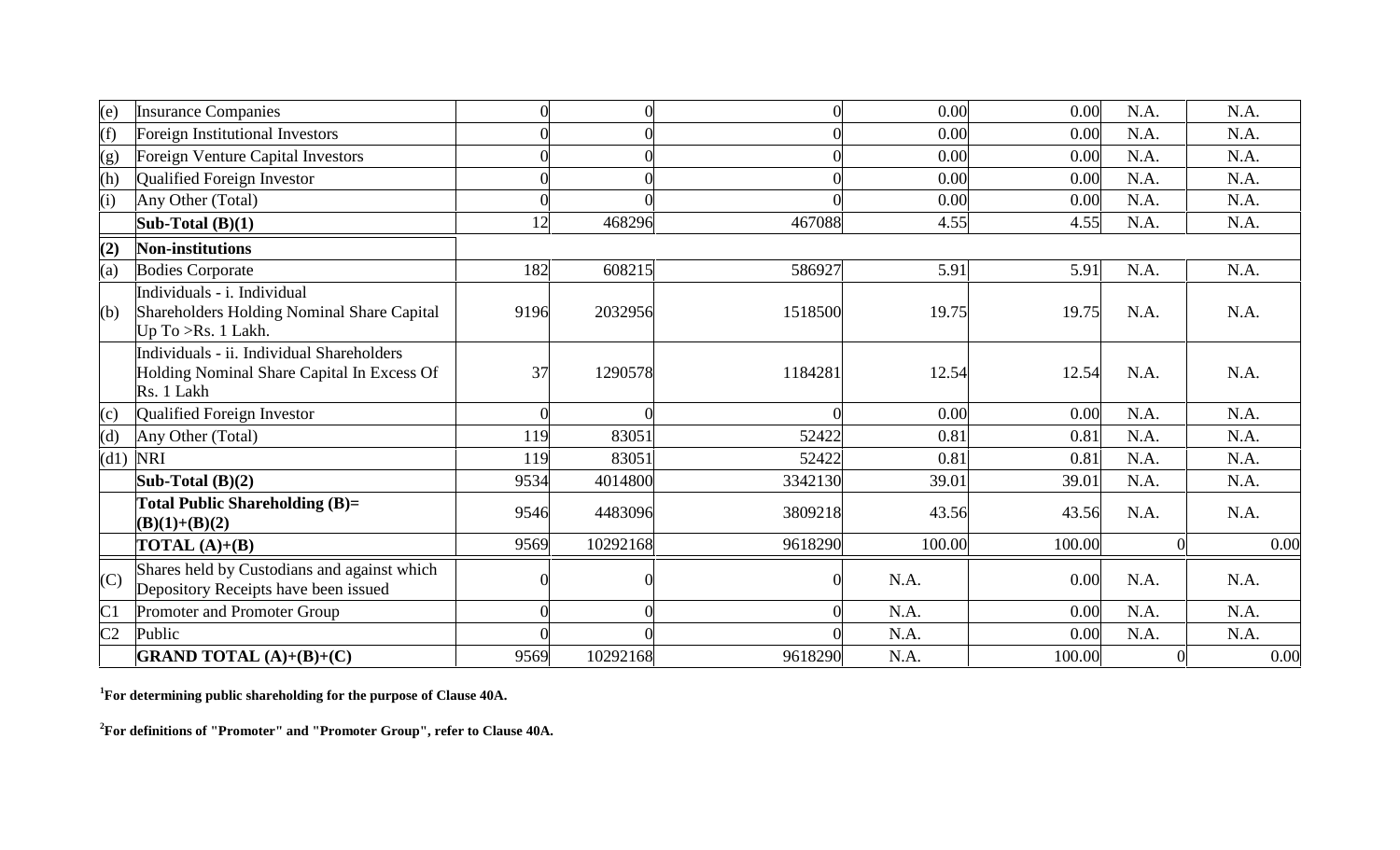| | | | | | | | | |
|---|---|---|---|---|---|---|---|---|
| (e) | Insurance Companies | 0 | 0 | 0 | 0.00 | 0.00 | N.A. | N.A. |
| (f) | Foreign Institutional Investors | 0 | 0 | 0 | 0.00 | 0.00 | N.A. | N.A. |
| (g) | Foreign Venture Capital Investors | 0 | 0 | 0 | 0.00 | 0.00 | N.A. | N.A. |
| (h) | Qualified Foreign Investor | 0 | 0 | 0 | 0.00 | 0.00 | N.A. | N.A. |
| (i) | Any Other (Total) | 0 | 0 | 0 | 0.00 | 0.00 | N.A. | N.A. |
| | **Sub-Total (B)(1)** | 12 | 468296 | 467088 | 4.55 | 4.55 | N.A. | N.A. |
| **(2)** | **Non-institutions** | | | | | | | |
| (a) | Bodies Corporate | 182 | 608215 | 586927 | 5.91 | 5.91 | N.A. | N.A. |
| (b) | Individuals - i. Individual Shareholders Holding Nominal Share Capital Up To >Rs. 1 Lakh. | 9196 | 2032956 | 1518500 | 19.75 | 19.75 | N.A. | N.A. |
| | Individuals - ii. Individual Shareholders Holding Nominal Share Capital In Excess Of Rs. 1 Lakh | 37 | 1290578 | 1184281 | 12.54 | 12.54 | N.A. | N.A. |
| (c) | Qualified Foreign Investor | 0 | 0 | 0 | 0.00 | 0.00 | N.A. | N.A. |
| (d) | Any Other (Total) | 119 | 83051 | 52422 | 0.81 | 0.81 | N.A. | N.A. |
| (d1) | NRI | 119 | 83051 | 52422 | 0.81 | 0.81 | N.A. | N.A. |
| | **Sub-Total (B)(2)** | 9534 | 4014800 | 3342130 | 39.01 | 39.01 | N.A. | N.A. |
| | **Total Public Shareholding (B)= (B)(1)+(B)(2)** | 9546 | 4483096 | 3809218 | 43.56 | 43.56 | N.A. | N.A. |
| | **TOTAL (A)+(B)** | 9569 | 10292168 | 9618290 | 100.00 | 100.00 | 0 | 0.00 |
| (C) | Shares held by Custodians and against which Depository Receipts have been issued | 0 | 0 | 0 | N.A. | 0.00 | N.A. | N.A. |
| C1 | Promoter and Promoter Group | 0 | 0 | 0 | N.A. | 0.00 | N.A. | N.A. |
| C2 | Public | 0 | 0 | 0 | N.A. | 0.00 | N.A. | N.A. |
| | **GRAND TOTAL (A)+(B)+(C)** | 9569 | 10292168 | 9618290 | N.A. | 100.00 | 0 | 0.00 |

**[1]For determining public shareholding for the purpose of Clause 40A.**

**[2]For definitions of "Promoter" and "Promoter Group", refer to Clause 40A.**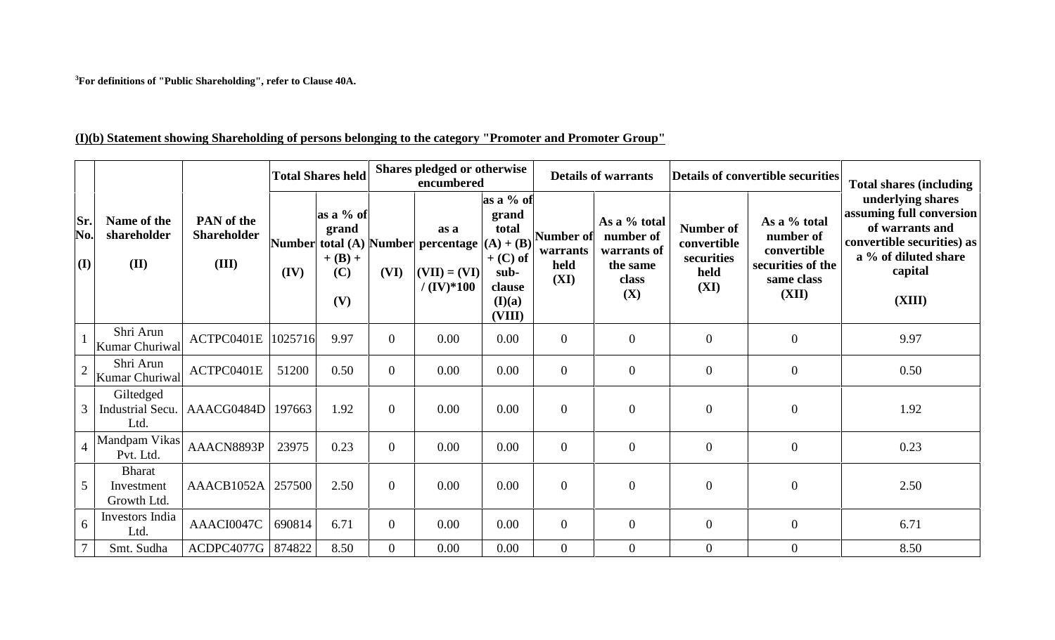[3]For definitions of "Public Shareholding", refer to Clause 40A.

**(I)(b) Statement showing Shareholding of persons belonging to the category "Promoter and Promoter Group"**

| Sr. No. (I) | Name of the shareholder (II) | PAN of the Shareholder (III) | Total Shares held | | Shares pledged or otherwise encumbered | | | Details of warrants | | Details of convertible securities | | Total shares (including underlying shares assuming full conversion of warrants and convertible securities) as a % of diluted share capital (XIII) |
|---|---|---|---|---|---|---|---|---|---|---|---|---|
| | | | Number (IV) | as a % of grand total (A) + (B) + (C) (V) | Number (VI) | as a percentage (VII) = (VI) / (IV)*100 | as a % of grand total (A) + (B) + (C) of sub-clause (I)(a) (VIII) | Number of warrants held (XI) | As a % total number of warrants of the same class (X) | Number of convertible securities held (XI) | As a % total number of convertible securities of the same class (XII) | |
| 1 | Shri Arun Kumar Churiwal | ACTPC0401E | 1025716 | 9.97 | 0 | 0.00 | 0.00 | 0 | 0 | 0 | 0 | 9.97 |
| 2 | Shri Arun Kumar Churiwal | ACTPC0401E | 51200 | 0.50 | 0 | 0.00 | 0.00 | 0 | 0 | 0 | 0 | 0.50 |
| 3 | Giltedged Industrial Secu. Ltd. | AAACG0484D | 197663 | 1.92 | 0 | 0.00 | 0.00 | 0 | 0 | 0 | 0 | 1.92 |
| 4 | Mandpam Vikas Pvt. Ltd. | AAACN8893P | 23975 | 0.23 | 0 | 0.00 | 0.00 | 0 | 0 | 0 | 0 | 0.23 |
| 5 | Bharat Investment Growth Ltd. | AAACB1052A | 257500 | 2.50 | 0 | 0.00 | 0.00 | 0 | 0 | 0 | 0 | 2.50 |
| 6 | Investors India Ltd. | AAACI0047C | 690814 | 6.71 | 0 | 0.00 | 0.00 | 0 | 0 | 0 | 0 | 6.71 |
| 7 | Smt. Sudha | ACDPC4077G | 874822 | 8.50 | 0 | 0.00 | 0.00 | 0 | 0 | 0 | 0 | 8.50 |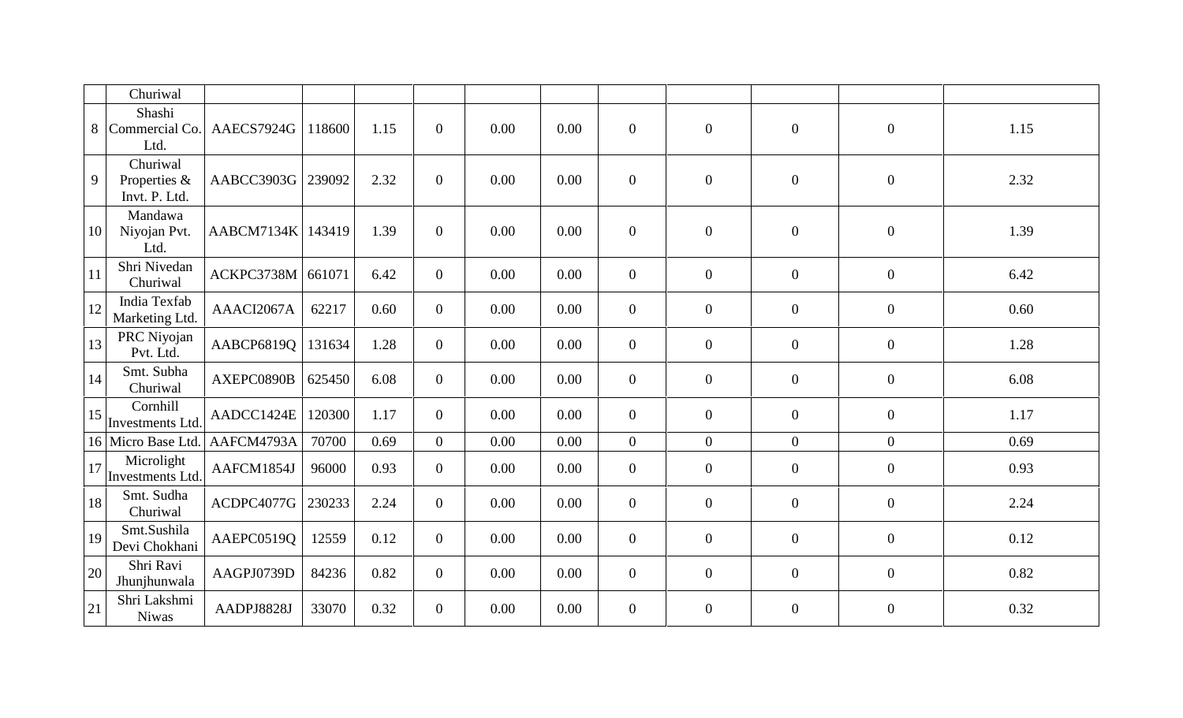| | | | | | | | | | | | | |
|---|---|---|---|---|---|---|---|---|---|---|---|---|
| | Churiwal | | | | | | | | | | | |
| 8 | Shashi Commercial Co. Ltd. | AAECS7924G | 118600 | 1.15 | 0 | 0.00 | 0.00 | 0 | 0 | 0 | 0 | 1.15 |
| 9 | Churiwal Properties & Invt. P. Ltd. | AABCC3903G | 239092 | 2.32 | 0 | 0.00 | 0.00 | 0 | 0 | 0 | 0 | 2.32 |
| 10 | Mandawa Niyojan Pvt. Ltd. | AABCM7134K | 143419 | 1.39 | 0 | 0.00 | 0.00 | 0 | 0 | 0 | 0 | 1.39 |
| 11 | Shri Nivedan Churiwal | ACKPC3738M | 661071 | 6.42 | 0 | 0.00 | 0.00 | 0 | 0 | 0 | 0 | 6.42 |
| 12 | India Texfab Marketing Ltd. | AAACI2067A | 62217 | 0.60 | 0 | 0.00 | 0.00 | 0 | 0 | 0 | 0 | 0.60 |
| 13 | PRC Niyojan Pvt. Ltd. | AABCP6819Q | 131634 | 1.28 | 0 | 0.00 | 0.00 | 0 | 0 | 0 | 0 | 1.28 |
| 14 | Smt. Subha Churiwal | AXEPC0890B | 625450 | 6.08 | 0 | 0.00 | 0.00 | 0 | 0 | 0 | 0 | 6.08 |
| 15 | Cornhill Investments Ltd. | AADCC1424E | 120300 | 1.17 | 0 | 0.00 | 0.00 | 0 | 0 | 0 | 0 | 1.17 |
| 16 | Micro Base Ltd. | AAFCM4793A | 70700 | 0.69 | 0 | 0.00 | 0.00 | 0 | 0 | 0 | 0 | 0.69 |
| 17 | Microlight Investments Ltd. | AAFCM1854J | 96000 | 0.93 | 0 | 0.00 | 0.00 | 0 | 0 | 0 | 0 | 0.93 |
| 18 | Smt. Sudha Churiwal | ACDPC4077G | 230233 | 2.24 | 0 | 0.00 | 0.00 | 0 | 0 | 0 | 0 | 2.24 |
| 19 | Smt.Sushila Devi Chokhani | AAEPC0519Q | 12559 | 0.12 | 0 | 0.00 | 0.00 | 0 | 0 | 0 | 0 | 0.12 |
| 20 | Shri Ravi Jhunjhunwala | AAGPJ0739D | 84236 | 0.82 | 0 | 0.00 | 0.00 | 0 | 0 | 0 | 0 | 0.82 |
| 21 | Shri Lakshmi Niwas | AADPJ8828J | 33070 | 0.32 | 0 | 0.00 | 0.00 | 0 | 0 | 0 | 0 | 0.32 |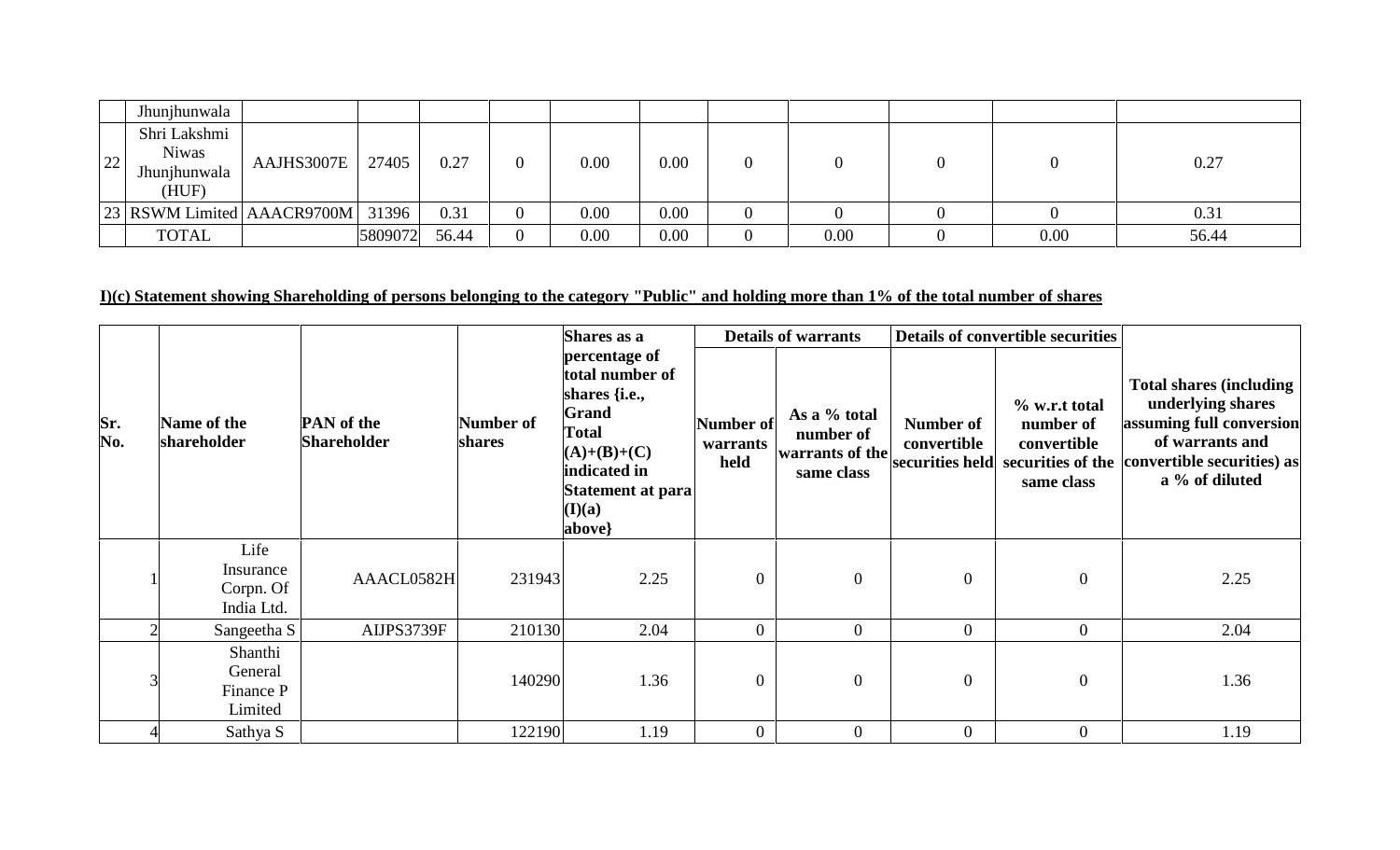|  | Jhunjhunwala |  |  |  |  |  |  |  |  |  |  |  |
|---|---|---|---|---|---|---|---|---|---|---|---|---|
| 22 | Shri Lakshmi Niwas Jhunjhunwala (HUF) | AAJHS3007E | 27405 | 0.27 | 0 | 0.00 | 0.00 | 0 | 0 | 0 | 0 | 0.27 |
| 23 | RSWM Limited | AAACR9700M | 31396 | 0.31 | 0 | 0.00 | 0.00 | 0 | 0 | 0 | 0 | 0.31 |
|  | TOTAL |  | 5809072 | 56.44 | 0 | 0.00 | 0.00 | 0 | 0.00 | 0 | 0.00 | 56.44 |

**I)(c) Statement showing Shareholding of persons belonging to the category "Public" and holding more than 1% of the total number of shares**

| Sr. No. | Name of the shareholder | PAN of the Shareholder | Number of shares | Shares as a percentage of total number of shares {i.e., Grand Total (A)+(B)+(C) indicated in Statement at para (I)(a) above} | Details of warrants |  | Details of convertible securities |  | Total shares (including underlying shares assuming full conversion of warrants and convertible securities) as a % of diluted |
|---|---|---|---|---|---|---|---|---|---|
|  |  |  |  |  | Number of warrants held | As a % total number of warrants of the same class | Number of convertible securities held | % w.r.t total number of convertible securities of the same class |  |
| 1 | Life Insurance Corpn. Of India Ltd. | AAACL0582H | 231943 | 2.25 | 0 | 0 | 0 | 0 | 2.25 |
| 2 | Sangeetha S | AIJPS3739F | 210130 | 2.04 | 0 | 0 | 0 | 0 | 2.04 |
| 3 | Shanthi General Finance P Limited |  | 140290 | 1.36 | 0 | 0 | 0 | 0 | 1.36 |
| 4 | Sathya S |  | 122190 | 1.19 | 0 | 0 | 0 | 0 | 1.19 |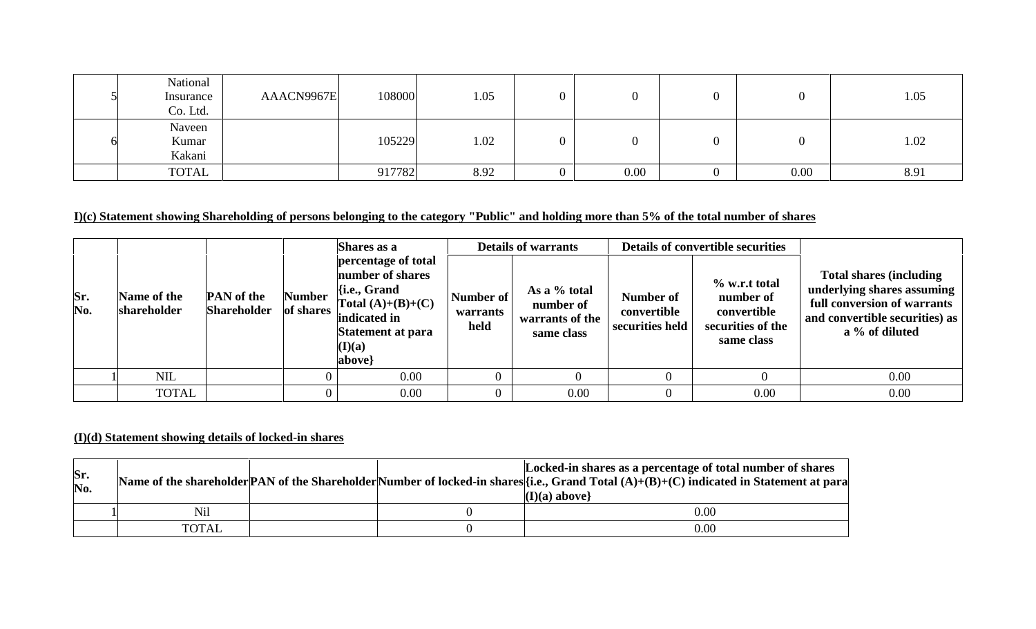| | | | | | | | | | |
|---|---|---|---|---|---|---|---|---|---|
| 5 | National Insurance Co. Ltd. | AAACN9967E | 108000 | 1.05 | 0 | 0 | 0 | 0 | 1.05 |
| 6 | Naveen Kumar Kakani | | 105229 | 1.02 | 0 | 0 | 0 | 0 | 1.02 |
| | TOTAL | | 917782 | 8.92 | 0 | 0.00 | 0 | 0.00 | 8.91 |

**I)(c) Statement showing Shareholding of persons belonging to the category "Public" and holding more than 5% of the total number of shares**

| Sr. No. | Name of the shareholder | PAN of the Shareholder | Number of shares | Shares as a percentage of total number of shares {i.e., Grand Total (A)+(B)+(C) indicated in Statement at para (I)(a) above} | Details of warrants | | Details of convertible securities | | Total shares (including underlying shares assuming full conversion of warrants and convertible securities) as a % of diluted |
|---|---|---|---|---|---|---|---|---|---|
| | | | | | Number of warrants held | As a % total number of warrants of the same class | Number of convertible securities held | % w.r.t total number of convertible securities of the same class | |
| 1 | NIL | | 0 | 0.00 | 0 | 0 | 0 | 0 | 0.00 |
| | TOTAL | | 0 | 0.00 | 0 | 0.00 | 0 | 0.00 | 0.00 |

**(I)(d) Statement showing details of locked-in shares**

| Sr. No. | Name of the shareholder | PAN of the Shareholder | Number of locked-in shares | Locked-in shares as a percentage of total number of shares {i.e., Grand Total (A)+(B)+(C) indicated in Statement at para (I)(a) above} |
|---|---|---|---|---|
| 1 | Nil | | 0 | 0.00 |
| | TOTAL | | 0 | 0.00 |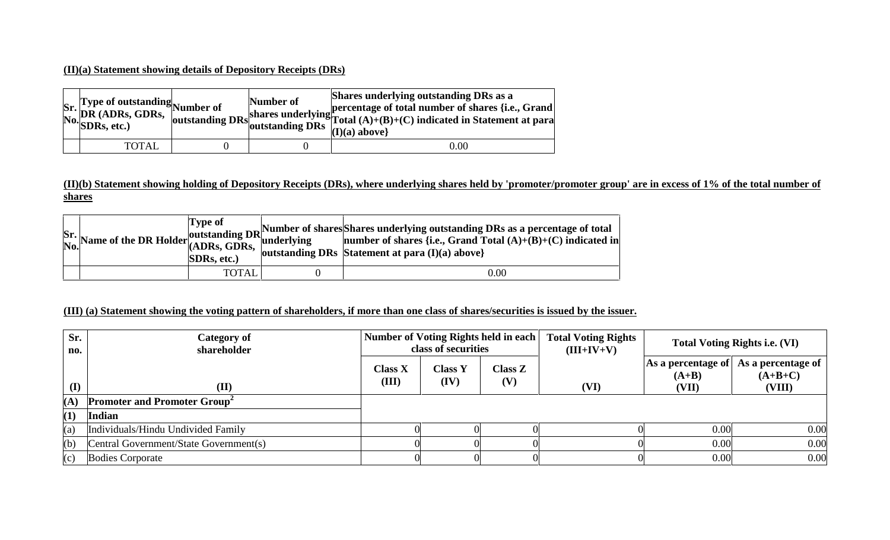**(II)(a) Statement showing details of Depository Receipts (DRs)**

| Sr. No. | Type of outstanding DR (ADRs, GDRs, SDRs, etc.) | Number of outstanding DRs | Number of shares underlying outstanding DRs | Shares underlying outstanding DRs as a percentage of total number of shares {i.e., Grand Total (A)+(B)+(C) indicated in Statement at para (I)(a) above} |
|---|---|---|---|---|
| | TOTAL | 0 | 0 | 0.00 |

**(II)(b) Statement showing holding of Depository Receipts (DRs), where underlying shares held by 'promoter/promoter group' are in excess of 1% of the total number of shares**

| Sr. No. | Name of the DR Holder | Type of outstanding DR (ADRs, GDRs, SDRs, etc.) | Number of shares underlying outstanding DRs | Shares underlying outstanding DRs as a percentage of total number of shares {i.e., Grand Total (A)+(B)+(C) indicated in Statement at para (I)(a) above} |
|---|---|---|---|---|
| | | TOTAL | 0 | 0.00 |

**(III) (a) Statement showing the voting pattern of shareholders, if more than one class of shares/securities is issued by the issuer.**

| Sr. no. | Category of shareholder | Number of Voting Rights held in each class of securities | | | Total Voting Rights (III+IV+V) | Total Voting Rights i.e. (VI) | |
|---|---|---|---|---|---|---|---|
| | | Class X (III) | Class Y (IV) | Class Z (V) | | As a percentage of (A+B) (VII) | As a percentage of (A+B+C) (VIII) |
| (I) | (II) | | | | (VI) | | |
| **(A)** | **Promoter and Promoter Group[2]** | | | | | | |
| **(1)** | **Indian** | | | | | | |
| (a) | Individuals/Hindu Undivided Family | 0 | 0 | 0 | 0 | 0.00 | 0.00 |
| (b) | Central Government/State Government(s) | 0 | 0 | 0 | 0 | 0.00 | 0.00 |
| (c) | Bodies Corporate | 0 | 0 | 0 | 0 | 0.00 | 0.00 |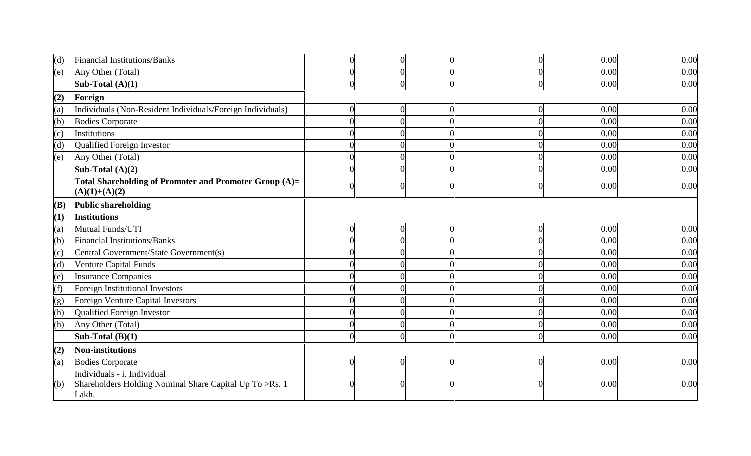| | | | | | | | |
|---|---|---|---|---|---|---|---|
| (d) | Financial Institutions/Banks | 0 | 0 | 0 | 0 | 0.00 | 0.00 |
| (e) | Any Other (Total) | 0 | 0 | 0 | 0 | 0.00 | 0.00 |
| | **Sub-Total (A)(1)** | 0 | 0 | 0 | 0 | 0.00 | 0.00 |
| **(2)** | **Foreign** | | | | | | |
| (a) | Individuals (Non-Resident Individuals/Foreign Individuals) | 0 | 0 | 0 | 0 | 0.00 | 0.00 |
| (b) | Bodies Corporate | 0 | 0 | 0 | 0 | 0.00 | 0.00 |
| (c) | Institutions | 0 | 0 | 0 | 0 | 0.00 | 0.00 |
| (d) | Qualified Foreign Investor | 0 | 0 | 0 | 0 | 0.00 | 0.00 |
| (e) | Any Other (Total) | 0 | 0 | 0 | 0 | 0.00 | 0.00 |
| | **Sub-Total (A)(2)** | 0 | 0 | 0 | 0 | 0.00 | 0.00 |
| | **Total Shareholding of Promoter and Promoter Group (A)= (A)(1)+(A)(2)** | 0 | 0 | 0 | 0 | 0.00 | 0.00 |
| **(B)** | **Public shareholding** | | | | | | |
| **(1)** | **Institutions** | | | | | | |
| (a) | Mutual Funds/UTI | 0 | 0 | 0 | 0 | 0.00 | 0.00 |
| (b) | Financial Institutions/Banks | 0 | 0 | 0 | 0 | 0.00 | 0.00 |
| (c) | Central Government/State Government(s) | 0 | 0 | 0 | 0 | 0.00 | 0.00 |
| (d) | Venture Capital Funds | 0 | 0 | 0 | 0 | 0.00 | 0.00 |
| (e) | Insurance Companies | 0 | 0 | 0 | 0 | 0.00 | 0.00 |
| (f) | Foreign Institutional Investors | 0 | 0 | 0 | 0 | 0.00 | 0.00 |
| (g) | Foreign Venture Capital Investors | 0 | 0 | 0 | 0 | 0.00 | 0.00 |
| (h) | Qualified Foreign Investor | 0 | 0 | 0 | 0 | 0.00 | 0.00 |
| (h) | Any Other (Total) | 0 | 0 | 0 | 0 | 0.00 | 0.00 |
| | **Sub-Total (B)(1)** | 0 | 0 | 0 | 0 | 0.00 | 0.00 |
| **(2)** | **Non-institutions** | | | | | | |
| (a) | Bodies Corporate | 0 | 0 | 0 | 0 | 0.00 | 0.00 |
| (b) | Individuals - i. Individual Shareholders Holding Nominal Share Capital Up To >Rs. 1 Lakh. | 0 | 0 | 0 | 0 | 0.00 | 0.00 |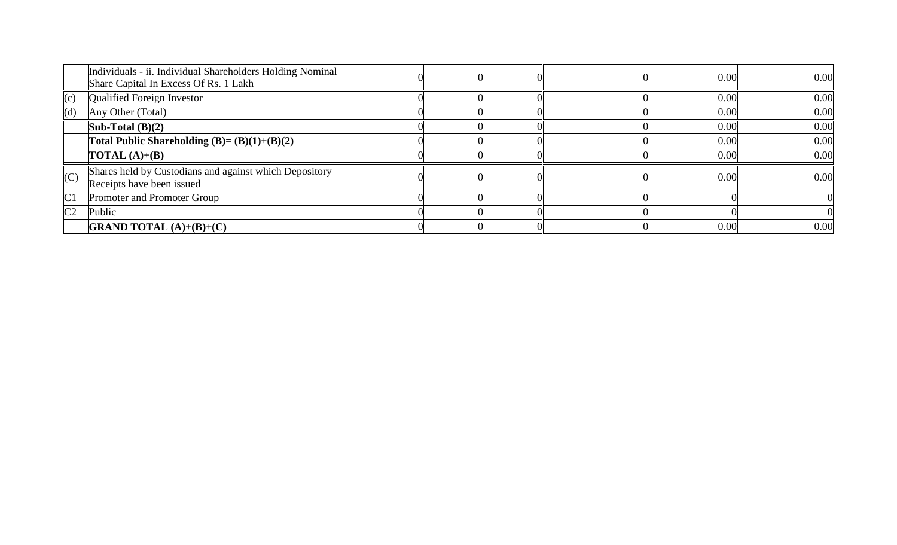| | | | | | | | |
|---|---|---|---|---|---|---|---|
| | Individuals - ii. Individual Shareholders Holding Nominal Share Capital In Excess Of Rs. 1 Lakh | 0 | 0 | 0 | 0 | 0.00 | 0.00 |
| (c) | Qualified Foreign Investor | 0 | 0 | 0 | 0 | 0.00 | 0.00 |
| (d) | Any Other (Total) | 0 | 0 | 0 | 0 | 0.00 | 0.00 |
| | **Sub-Total (B)(2)** | 0 | 0 | 0 | 0 | 0.00 | 0.00 |
| | **Total Public Shareholding (B)= (B)(1)+(B)(2)** | 0 | 0 | 0 | 0 | 0.00 | 0.00 |
| | **TOTAL (A)+(B)** | 0 | 0 | 0 | 0 | 0.00 | 0.00 |
| (C) | Shares held by Custodians and against which Depository Receipts have been issued | 0 | 0 | 0 | 0 | 0.00 | 0.00 |
| C1 | Promoter and Promoter Group | 0 | 0 | 0 | 0 | 0 | 0 |
| C2 | Public | 0 | 0 | 0 | 0 | 0 | 0 |
| | **GRAND TOTAL (A)+(B)+(C)** | 0 | 0 | 0 | 0 | 0.00 | 0.00 |